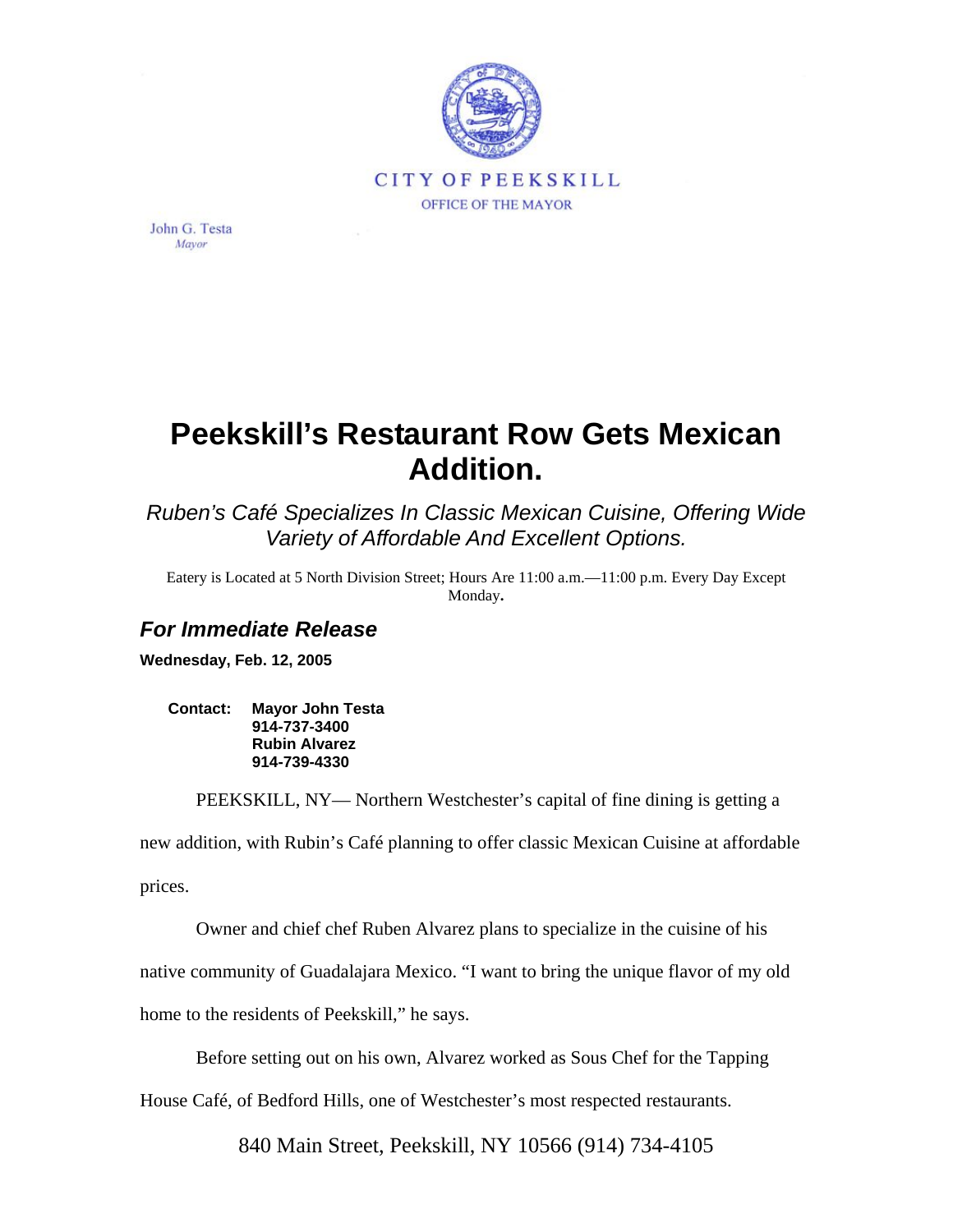CITY OF PEEKSKILL

OFFICE OF THE MAYOR

John G. Testa
*Mayor*

# Peekskill's Restaurant Row Gets Mexican Addition.

*Ruben's Café Specializes In Classic Mexican Cuisine, Offering Wide Variety of Affordable And Excellent Options.*

Eatery is Located at 5 North Division Street; Hours Are 11:00 a.m.—11:00 p.m. Every Day Except Monday.

## *For Immediate Release*

**Wednesday, Feb. 12, 2005**

**Contact: Mayor John Testa**
**914-737-3400**
**Rubin Alvarez**
**914-739-4330**

PEEKSKILL, NY— Northern Westchester's capital of fine dining is getting a new addition, with Rubin's Café planning to offer classic Mexican Cuisine at affordable prices.

Owner and chief chef Ruben Alvarez plans to specialize in the cuisine of his native community of Guadalajara Mexico. "I want to bring the unique flavor of my old home to the residents of Peekskill," he says.

Before setting out on his own, Alvarez worked as Sous Chef for the Tapping House Café, of Bedford Hills, one of Westchester's most respected restaurants.

840 Main Street, Peekskill, NY 10566 (914) 734-4105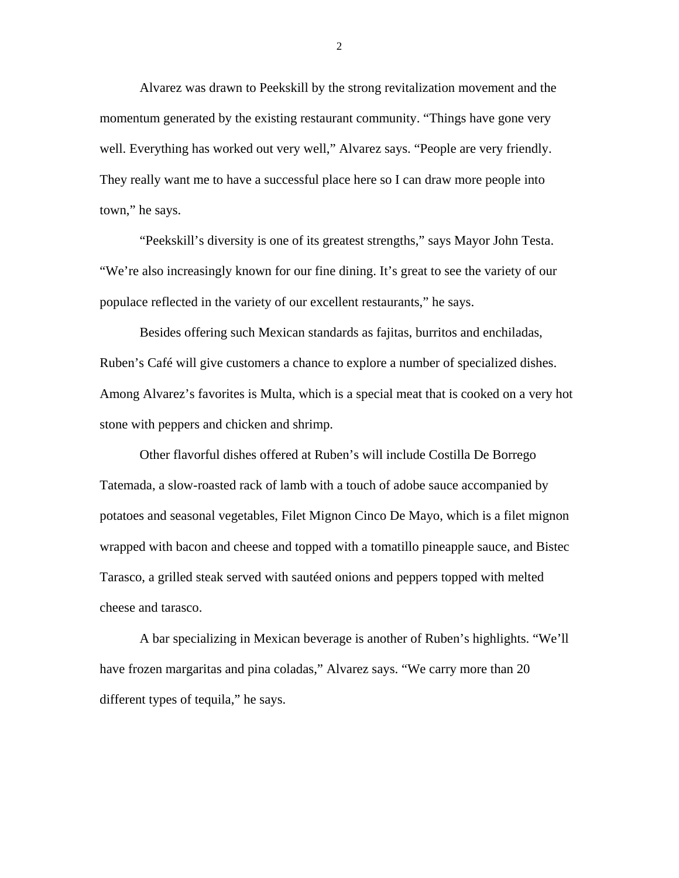Alvarez was drawn to Peekskill by the strong revitalization movement and the momentum generated by the existing restaurant community. “Things have gone very well. Everything has worked out very well,” Alvarez says. “People are very friendly. They really want me to have a successful place here so I can draw more people into town,” he says.

“Peekskill’s diversity is one of its greatest strengths,” says Mayor John Testa. “We’re also increasingly known for our fine dining. It’s great to see the variety of our populace reflected in the variety of our excellent restaurants,” he says.

Besides offering such Mexican standards as fajitas, burritos and enchiladas, Ruben’s Café will give customers a chance to explore a number of specialized dishes. Among Alvarez’s favorites is Multa, which is a special meat that is cooked on a very hot stone with peppers and chicken and shrimp.

Other flavorful dishes offered at Ruben’s will include Costilla De Borrego Tatemada, a slow-roasted rack of lamb with a touch of adobe sauce accompanied by potatoes and seasonal vegetables, Filet Mignon Cinco De Mayo, which is a filet mignon wrapped with bacon and cheese and topped with a tomatillo pineapple sauce, and Bistec Tarasco, a grilled steak served with sautéed onions and peppers topped with melted cheese and tarasco.

A bar specializing in Mexican beverage is another of Ruben’s highlights. “We’ll have frozen margaritas and pina coladas,” Alvarez says. “We carry more than 20 different types of tequila,” he says.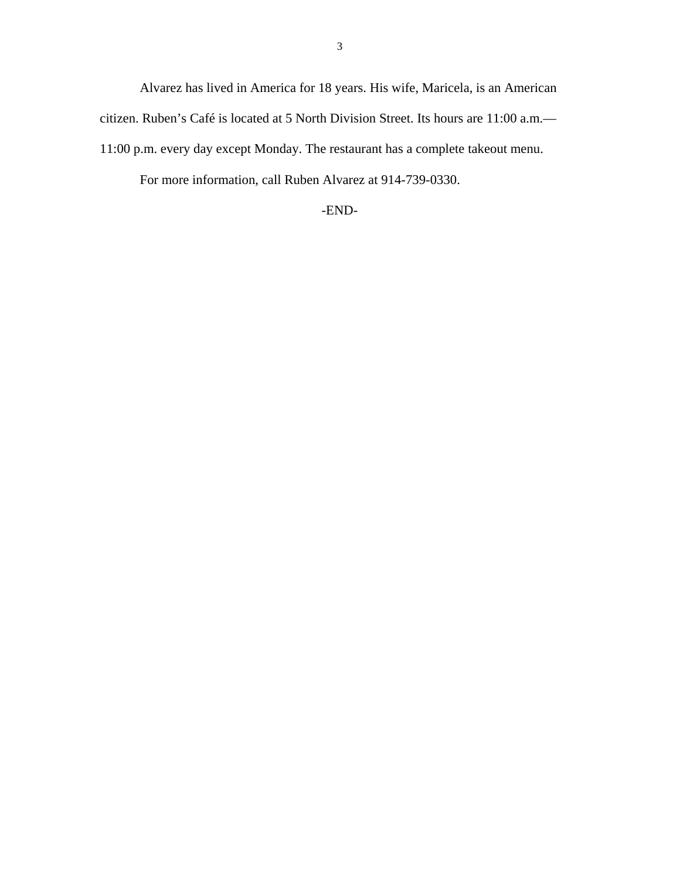Alvarez has lived in America for 18 years. His wife, Maricela, is an American citizen. Ruben’s Café is located at 5 North Division Street. Its hours are 11:00 a.m.—11:00 p.m. every day except Monday. The restaurant has a complete takeout menu.

For more information, call Ruben Alvarez at 914-739-0330.

-END-